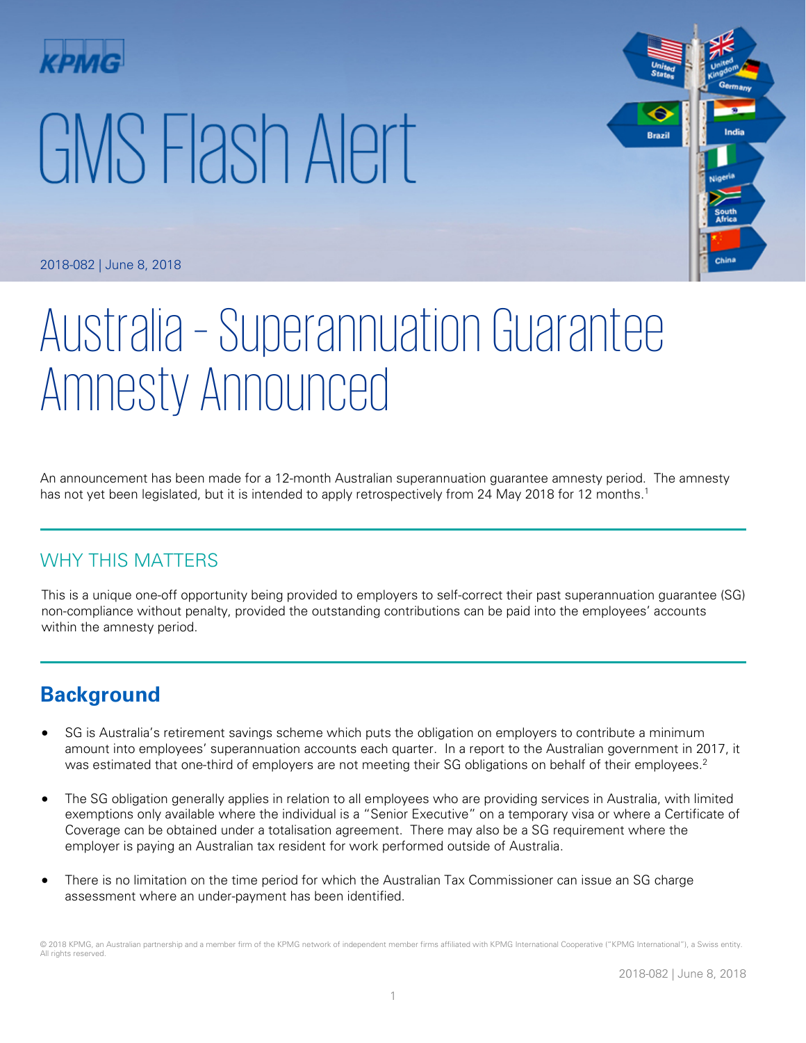KPMG

# GMS Flash Alert

2018-082 | June 8, 2018

# Australia – Superannuation Guarantee Amnesty Announced

An announcement has been made for a 12-month Australian superannuation guarantee amnesty period. The amnesty has not yet been legislated, but it is intended to apply retrospectively from 24 May 2018 for 12 months.[1]

## WHY THIS MATTERS

This is a unique one-off opportunity being provided to employers to self-correct their past superannuation guarantee (SG) non-compliance without penalty, provided the outstanding contributions can be paid into the employees' accounts within the amnesty period.

## Background

- SG is Australia's retirement savings scheme which puts the obligation on employers to contribute a minimum amount into employees' superannuation accounts each quarter. In a report to the Australian government in 2017, it was estimated that one-third of employers are not meeting their SG obligations on behalf of their employees.[2]

- The SG obligation generally applies in relation to all employees who are providing services in Australia, with limited exemptions only available where the individual is a "Senior Executive" on a temporary visa or where a Certificate of Coverage can be obtained under a totalisation agreement. There may also be a SG requirement where the employer is paying an Australian tax resident for work performed outside of Australia.

- There is no limitation on the time period for which the Australian Tax Commissioner can issue an SG charge assessment where an under-payment has been identified.

© 2018 KPMG, an Australian partnership and a member firm of the KPMG network of independent member firms affiliated with KPMG International Cooperative ("KPMG International"), a Swiss entity. All rights reserved.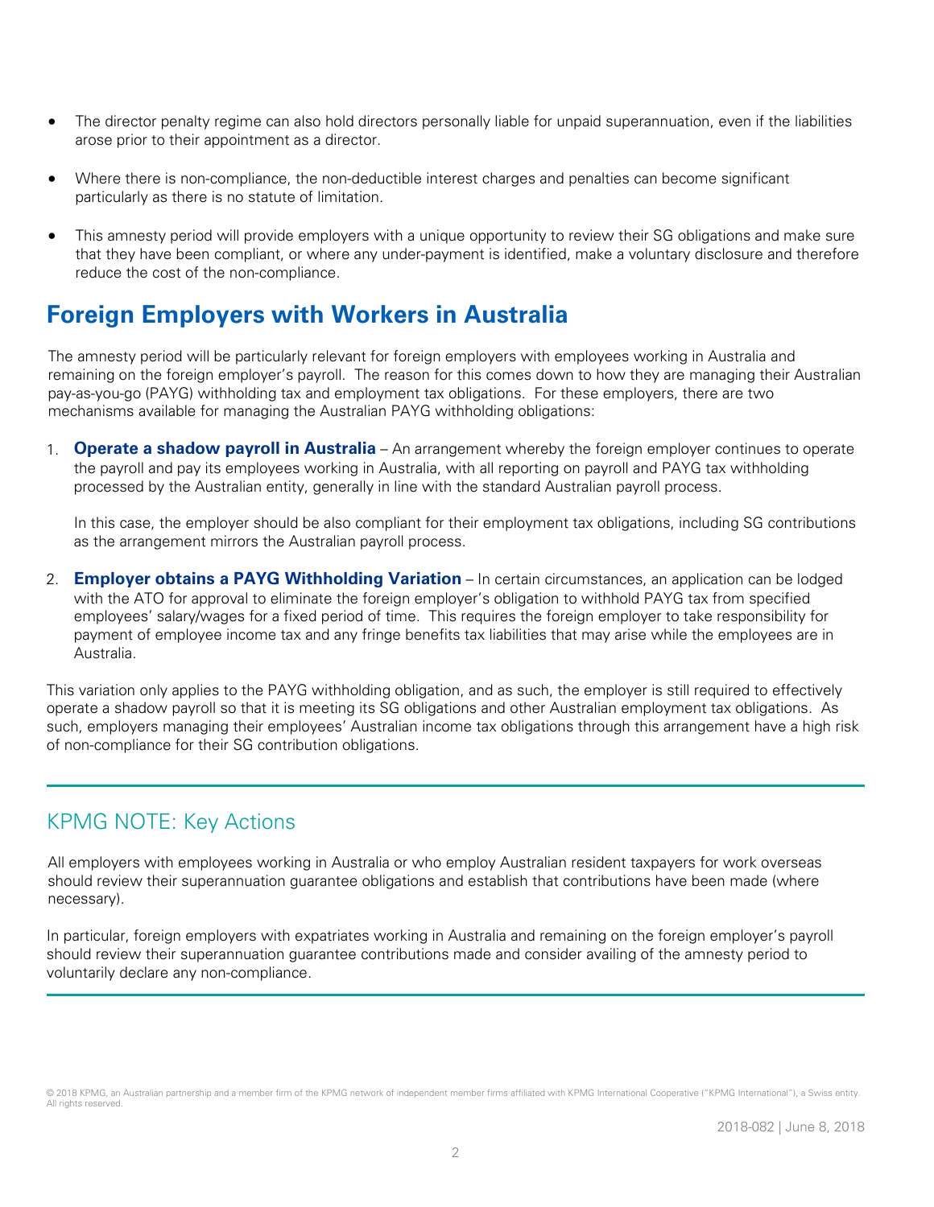- The director penalty regime can also hold directors personally liable for unpaid superannuation, even if the liabilities arose prior to their appointment as a director.

- Where there is non-compliance, the non-deductible interest charges and penalties can become significant particularly as there is no statute of limitation.

- This amnesty period will provide employers with a unique opportunity to review their SG obligations and make sure that they have been compliant, or where any under-payment is identified, make a voluntary disclosure and therefore reduce the cost of the non-compliance.

## Foreign Employers with Workers in Australia

The amnesty period will be particularly relevant for foreign employers with employees working in Australia and remaining on the foreign employer's payroll. The reason for this comes down to how they are managing their Australian pay-as-you-go (PAYG) withholding tax and employment tax obligations. For these employers, there are two mechanisms available for managing the Australian PAYG withholding obligations:

1. **Operate a shadow payroll in Australia** – An arrangement whereby the foreign employer continues to operate the payroll and pay its employees working in Australia, with all reporting on payroll and PAYG tax withholding processed by the Australian entity, generally in line with the standard Australian payroll process.

   In this case, the employer should be also compliant for their employment tax obligations, including SG contributions as the arrangement mirrors the Australian payroll process.

2. **Employer obtains a PAYG Withholding Variation** – In certain circumstances, an application can be lodged with the ATO for approval to eliminate the foreign employer's obligation to withhold PAYG tax from specified employees' salary/wages for a fixed period of time. This requires the foreign employer to take responsibility for payment of employee income tax and any fringe benefits tax liabilities that may arise while the employees are in Australia.

This variation only applies to the PAYG withholding obligation, and as such, the employer is still required to effectively operate a shadow payroll so that it is meeting its SG obligations and other Australian employment tax obligations. As such, employers managing their employees' Australian income tax obligations through this arrangement have a high risk of non-compliance for their SG contribution obligations.

---

## KPMG NOTE: Key Actions

All employers with employees working in Australia or who employ Australian resident taxpayers for work overseas should review their superannuation guarantee obligations and establish that contributions have been made (where necessary).

In particular, foreign employers with expatriates working in Australia and remaining on the foreign employer's payroll should review their superannuation guarantee contributions made and consider availing of the amnesty period to voluntarily declare any non-compliance.

---

© 2018 KPMG, an Australian partnership and a member firm of the KPMG network of independent member firms affiliated with KPMG International Cooperative ("KPMG International"), a Swiss entity. All rights reserved.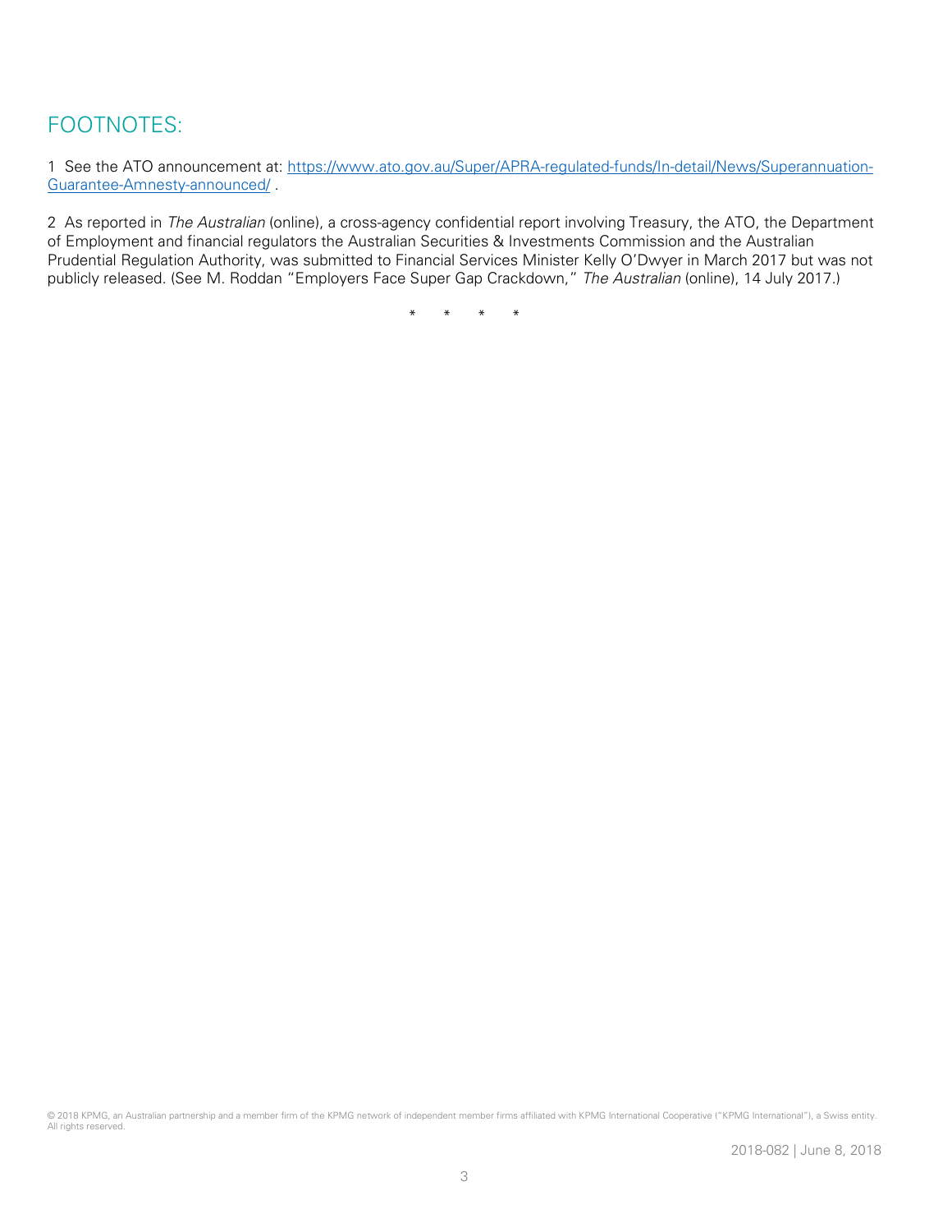## FOOTNOTES:

1 See the ATO announcement at: [https://www.ato.gov.au/Super/APRA-regulated-funds/In-detail/News/Superannuation-Guarantee-Amnesty-announced/](https://www.ato.gov.au/Super/APRA-regulated-funds/In-detail/News/Superannuation-Guarantee-Amnesty-announced/) .

2 As reported in *The Australian* (online), a cross-agency confidential report involving Treasury, the ATO, the Department of Employment and financial regulators the Australian Securities & Investments Commission and the Australian Prudential Regulation Authority, was submitted to Financial Services Minister Kelly O'Dwyer in March 2017 but was not publicly released. (See M. Roddan "Employers Face Super Gap Crackdown," *The Australian* (online), 14 July 2017.)

\* \* \* \*

© 2018 KPMG, an Australian partnership and a member firm of the KPMG network of independent member firms affiliated with KPMG International Cooperative ("KPMG International"), a Swiss entity. All rights reserved.

2018-082 | June 8, 2018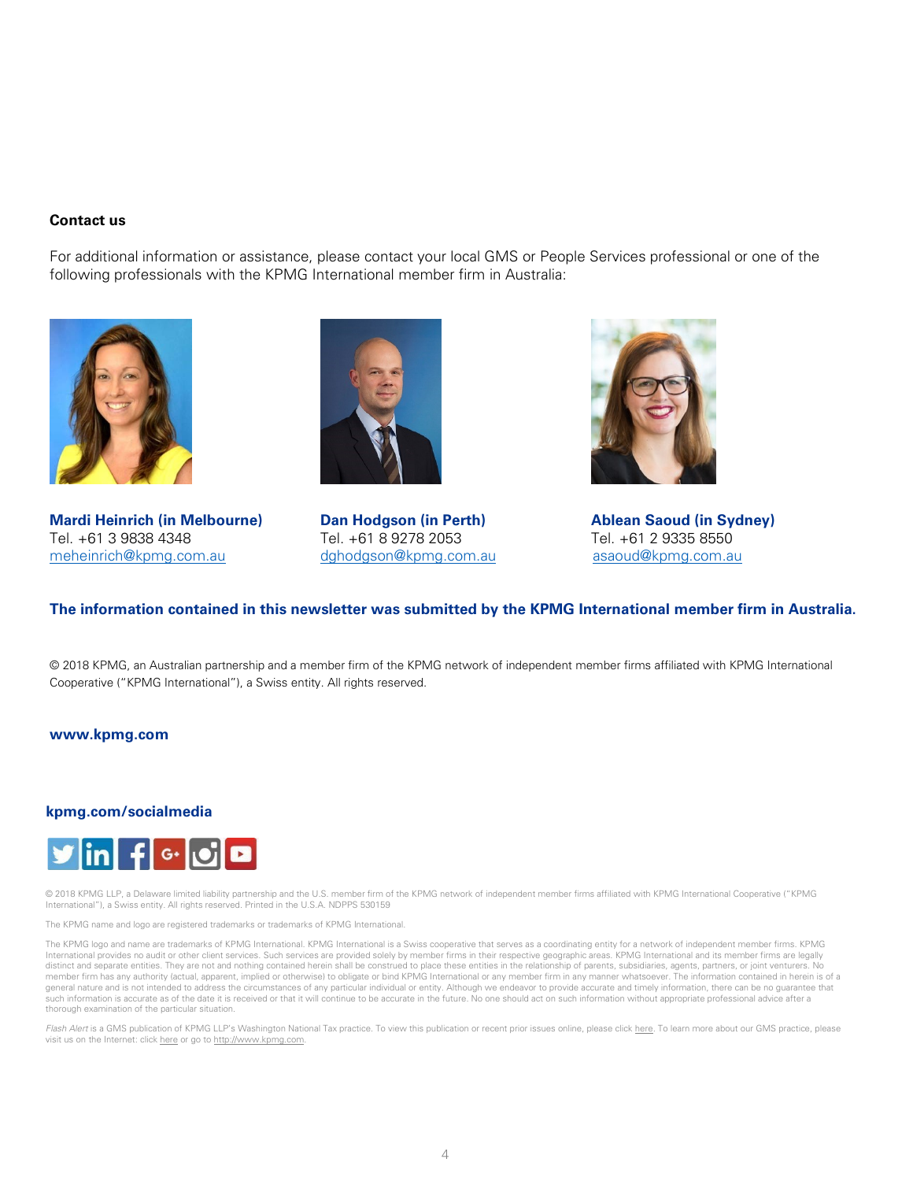**Contact us**

For additional information or assistance, please contact your local GMS or People Services professional or one of the following professionals with the KPMG International member firm in Australia:

**Mardi Heinrich (in Melbourne)**
Tel. +61 3 9838 4348
meheinrich@kpmg.com.au

**Dan Hodgson (in Perth)**
Tel. +61 8 9278 2053
dghodgson@kpmg.com.au

**Ablean Saoud (in Sydney)**
Tel. +61 2 9335 8550
asaoud@kpmg.com.au

**The information contained in this newsletter was submitted by the KPMG International member firm in Australia.**

© 2018 KPMG, an Australian partnership and a member firm of the KPMG network of independent member firms affiliated with KPMG International Cooperative ("KPMG International"), a Swiss entity. All rights reserved.

**www.kpmg.com**

**kpmg.com/socialmedia**

© 2018 KPMG LLP, a Delaware limited liability partnership and the U.S. member firm of the KPMG network of independent member firms affiliated with KPMG International Cooperative ("KPMG International"), a Swiss entity. All rights reserved. Printed in the U.S.A. NDPPS 530159

The KPMG name and logo are registered trademarks or trademarks of KPMG International.

The KPMG logo and name are trademarks of KPMG International. KPMG International is a Swiss cooperative that serves as a coordinating entity for a network of independent member firms. KPMG International provides no audit or other client services. Such services are provided solely by member firms in their respective geographic areas. KPMG International and its member firms are legally distinct and separate entities. They are not and nothing contained herein shall be construed to place these entities in the relationship of parents, subsidiaries, agents, partners, or joint venturers. No member firm has any authority (actual, apparent, implied or otherwise) to obligate or bind KPMG International or any member firm in any manner whatsoever. The information contained in herein is of a general nature and is not intended to address the circumstances of any particular individual or entity. Although we endeavor to provide accurate and timely information, there can be no guarantee that such information is accurate as of the date it is received or that it will continue to be accurate in the future. No one should act on such information without appropriate professional advice after a thorough examination of the particular situation.

*Flash Alert* is a GMS publication of KPMG LLP's Washington National Tax practice. To view this publication or recent prior issues online, please click here. To learn more about our GMS practice, please visit us on the Internet: click here or go to http://www.kpmg.com.